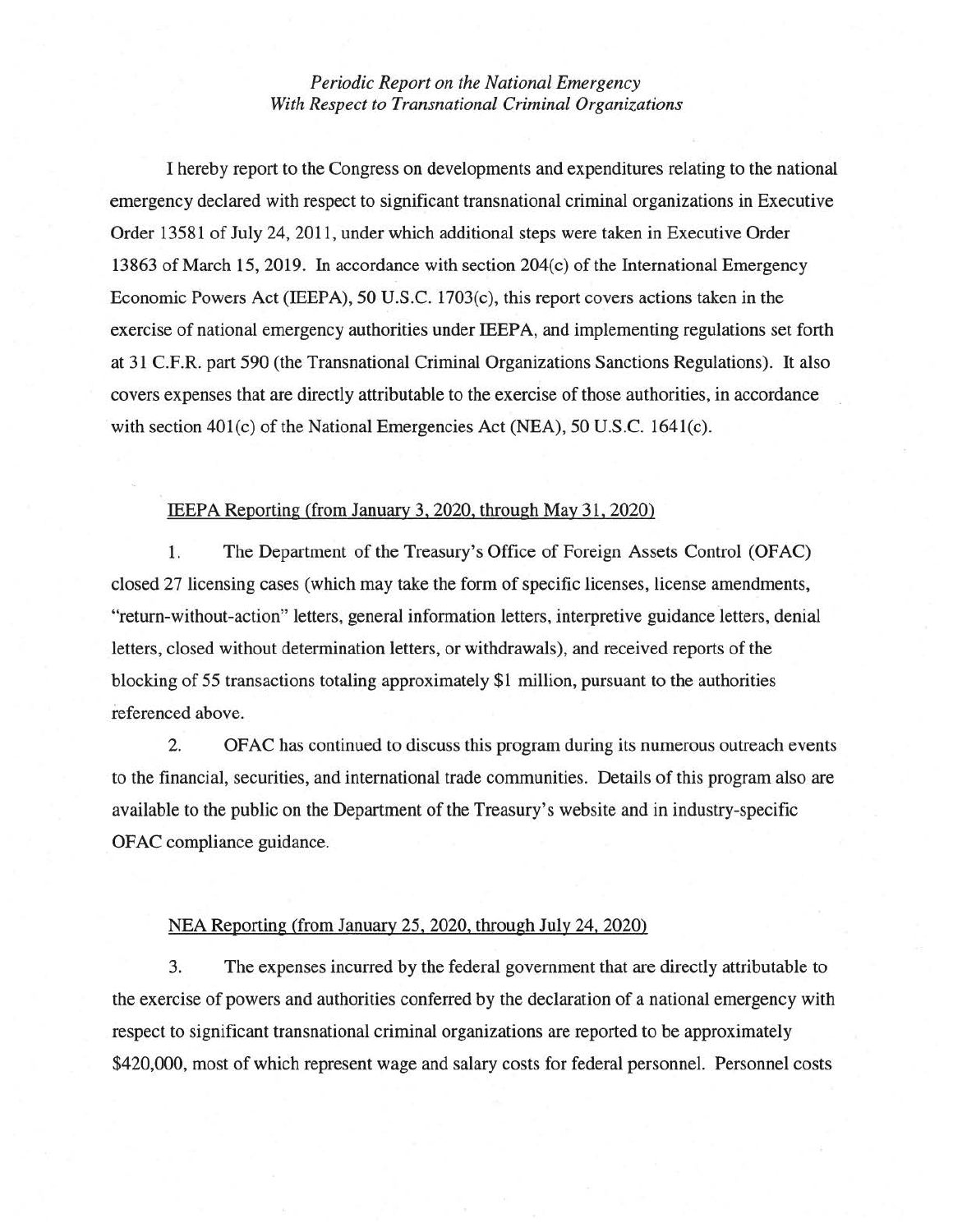*Periodic Report on the National Emergency*
*With Respect to Transnational Criminal Organizations*

I hereby report to the Congress on developments and expenditures relating to the national emergency declared with respect to significant transnational criminal organizations in Executive Order 13581 of July 24, 2011, under which additional steps were taken in Executive Order 13863 of March 15, 2019. In accordance with section 204(c) of the International Emergency Economic Powers Act (IEEPA), 50 U.S.C. 1703(c), this report covers actions taken in the exercise of national emergency authorities under IEEPA, and implementing regulations set forth at 31 C.F.R. part 590 (the Transnational Criminal Organizations Sanctions Regulations). It also covers expenses that are directly attributable to the exercise of those authorities, in accordance with section 401(c) of the National Emergencies Act (NEA), 50 U.S.C. 1641(c).

IEEPA Reporting (from January 3, 2020, through May 31, 2020)

1. The Department of the Treasury's Office of Foreign Assets Control (OFAC) closed 27 licensing cases (which may take the form of specific licenses, license amendments, "return-without-action" letters, general information letters, interpretive guidance letters, denial letters, closed without determination letters, or withdrawals), and received reports of the blocking of 55 transactions totaling approximately $1 million, pursuant to the authorities referenced above.

2. OFAC has continued to discuss this program during its numerous outreach events to the financial, securities, and international trade communities. Details of this program also are available to the public on the Department of the Treasury's website and in industry-specific OFAC compliance guidance.

NEA Reporting (from January 25, 2020, through July 24, 2020)

3. The expenses incurred by the federal government that are directly attributable to the exercise of powers and authorities conferred by the declaration of a national emergency with respect to significant transnational criminal organizations are reported to be approximately $420,000, most of which represent wage and salary costs for federal personnel. Personnel costs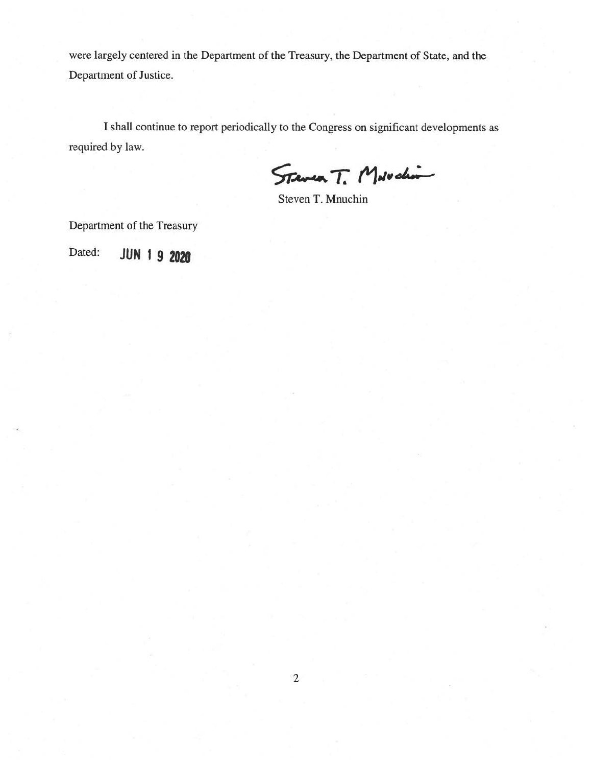were largely centered in the Department of the Treasury, the Department of State, and the Department of Justice.

I shall continue to report periodically to the Congress on significant developments as required by law.

Steven T. Mnuchin

Steven T. Mnuchin

Department of the Treasury

Dated: JUN 1 9 2020